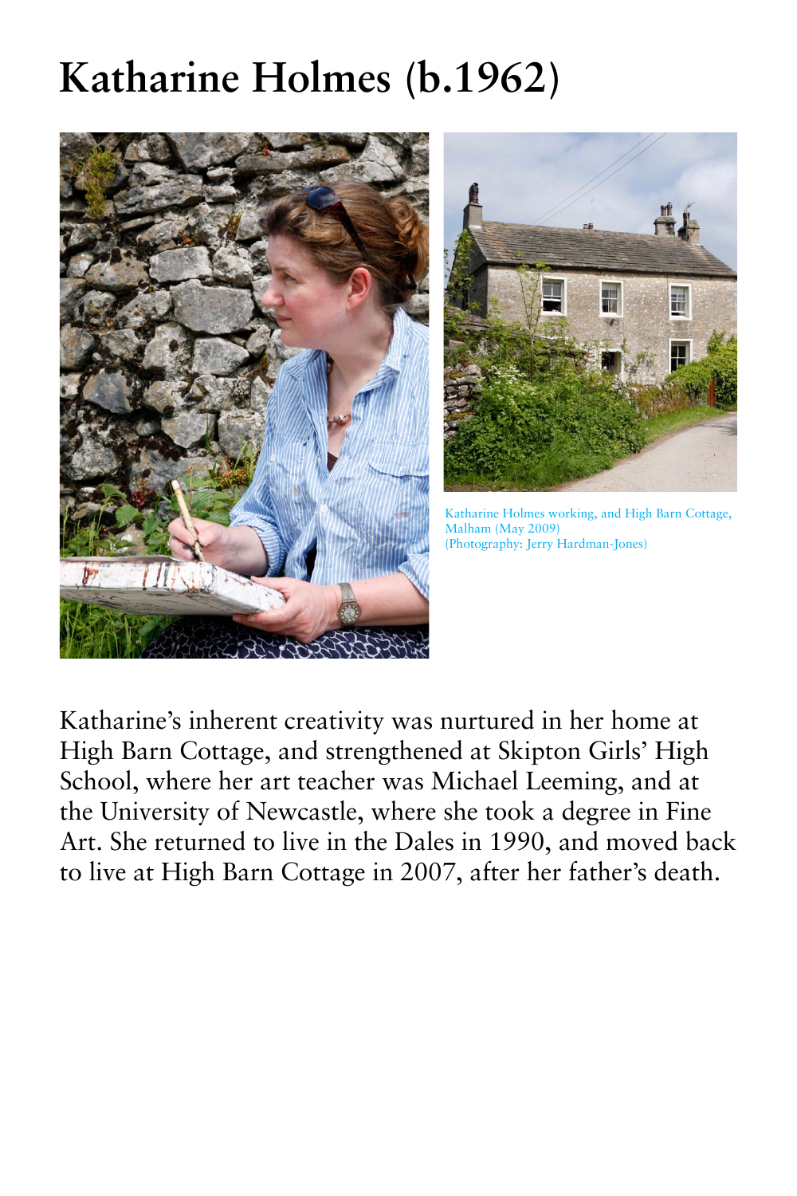# Katharine Holmes (b.1962)

Katharine Holmes working, and High Barn Cottage, Malham (May 2009)
(Photography: Jerry Hardman-Jones)

Katharine's inherent creativity was nurtured in her home at High Barn Cottage, and strengthened at Skipton Girls' High School, where her art teacher was Michael Leeming, and at the University of Newcastle, where she took a degree in Fine Art. She returned to live in the Dales in 1990, and moved back to live at High Barn Cottage in 2007, after her father's death.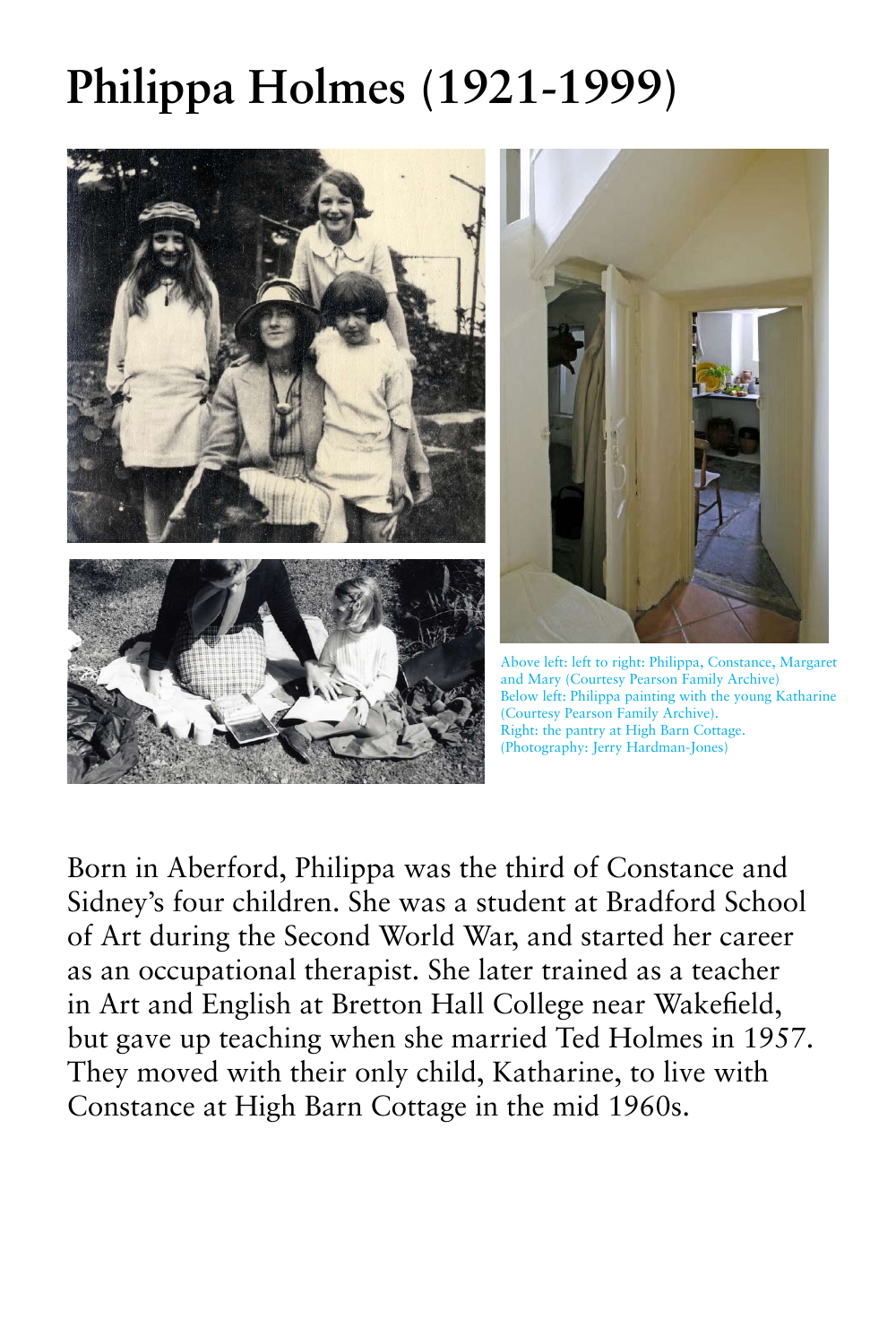# Philippa Holmes (1921-1999)

Above left: left to right: Philippa, Constance, Margaret and Mary (Courtesy Pearson Family Archive)
Below left: Philippa painting with the young Katharine (Courtesy Pearson Family Archive).
Right: the pantry at High Barn Cottage.
(Photography: Jerry Hardman-Jones)

Born in Aberford, Philippa was the third of Constance and Sidney's four children. She was a student at Bradford School of Art during the Second World War, and started her career as an occupational therapist. She later trained as a teacher in Art and English at Bretton Hall College near Wakefield, but gave up teaching when she married Ted Holmes in 1957. They moved with their only child, Katharine, to live with Constance at High Barn Cottage in the mid 1960s.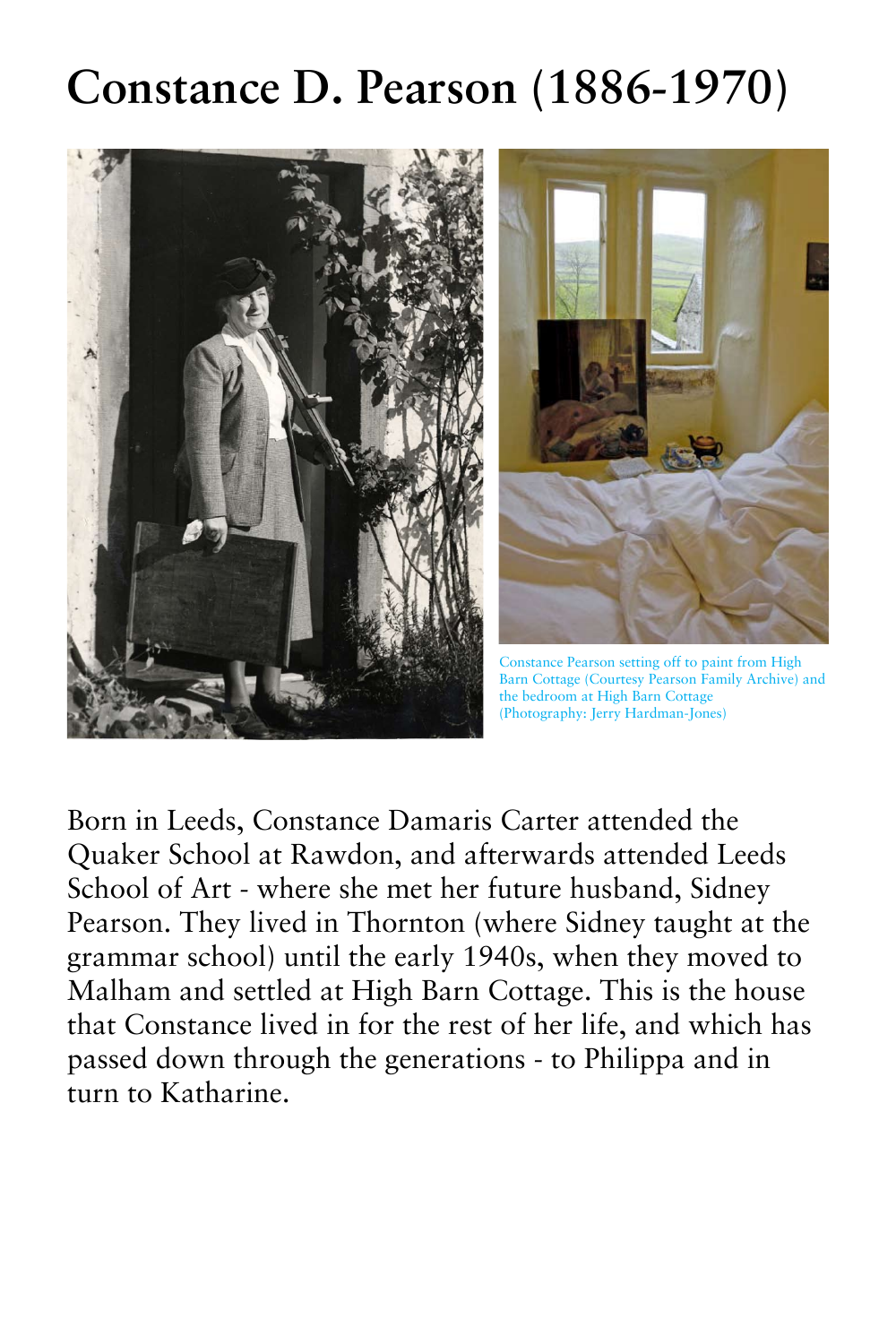# Constance D. Pearson (1886-1970)

Constance Pearson setting off to paint from High Barn Cottage (Courtesy Pearson Family Archive) and the bedroom at High Barn Cottage (Photography: Jerry Hardman-Jones)

Born in Leeds, Constance Damaris Carter attended the Quaker School at Rawdon, and afterwards attended Leeds School of Art - where she met her future husband, Sidney Pearson. They lived in Thornton (where Sidney taught at the grammar school) until the early 1940s, when they moved to Malham and settled at High Barn Cottage. This is the house that Constance lived in for the rest of her life, and which has passed down through the generations - to Philippa and in turn to Katharine.